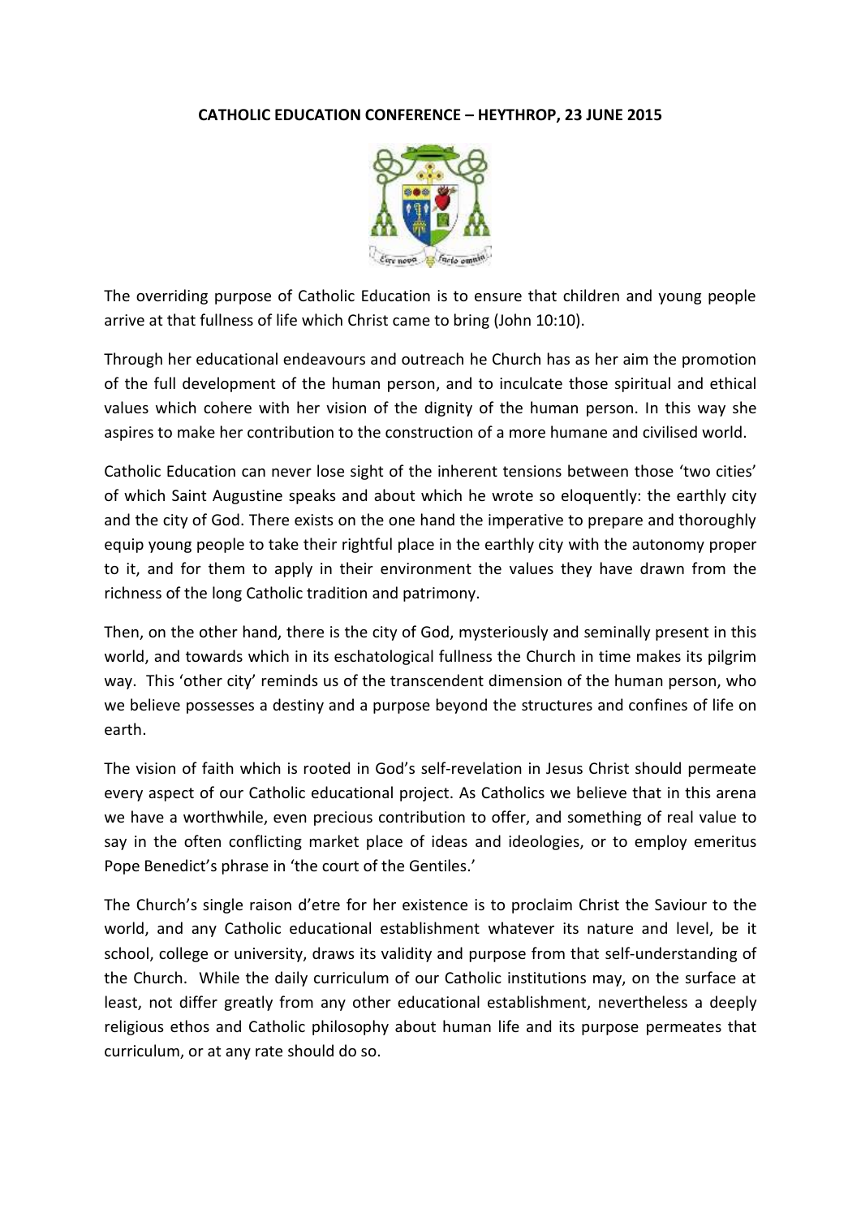**CATHOLIC EDUCATION CONFERENCE – HEYTHROP, 23 JUNE 2015**

The overriding purpose of Catholic Education is to ensure that children and young people arrive at that fullness of life which Christ came to bring (John 10:10).

Through her educational endeavours and outreach he Church has as her aim the promotion of the full development of the human person, and to inculcate those spiritual and ethical values which cohere with her vision of the dignity of the human person. In this way she aspires to make her contribution to the construction of a more humane and civilised world.

Catholic Education can never lose sight of the inherent tensions between those 'two cities' of which Saint Augustine speaks and about which he wrote so eloquently: the earthly city and the city of God. There exists on the one hand the imperative to prepare and thoroughly equip young people to take their rightful place in the earthly city with the autonomy proper to it, and for them to apply in their environment the values they have drawn from the richness of the long Catholic tradition and patrimony.

Then, on the other hand, there is the city of God, mysteriously and seminally present in this world, and towards which in its eschatological fullness the Church in time makes its pilgrim way. This 'other city' reminds us of the transcendent dimension of the human person, who we believe possesses a destiny and a purpose beyond the structures and confines of life on earth.

The vision of faith which is rooted in God's self-revelation in Jesus Christ should permeate every aspect of our Catholic educational project. As Catholics we believe that in this arena we have a worthwhile, even precious contribution to offer, and something of real value to say in the often conflicting market place of ideas and ideologies, or to employ emeritus Pope Benedict's phrase in 'the court of the Gentiles.'

The Church's single raison d'etre for her existence is to proclaim Christ the Saviour to the world, and any Catholic educational establishment whatever its nature and level, be it school, college or university, draws its validity and purpose from that self-understanding of the Church. While the daily curriculum of our Catholic institutions may, on the surface at least, not differ greatly from any other educational establishment, nevertheless a deeply religious ethos and Catholic philosophy about human life and its purpose permeates that curriculum, or at any rate should do so.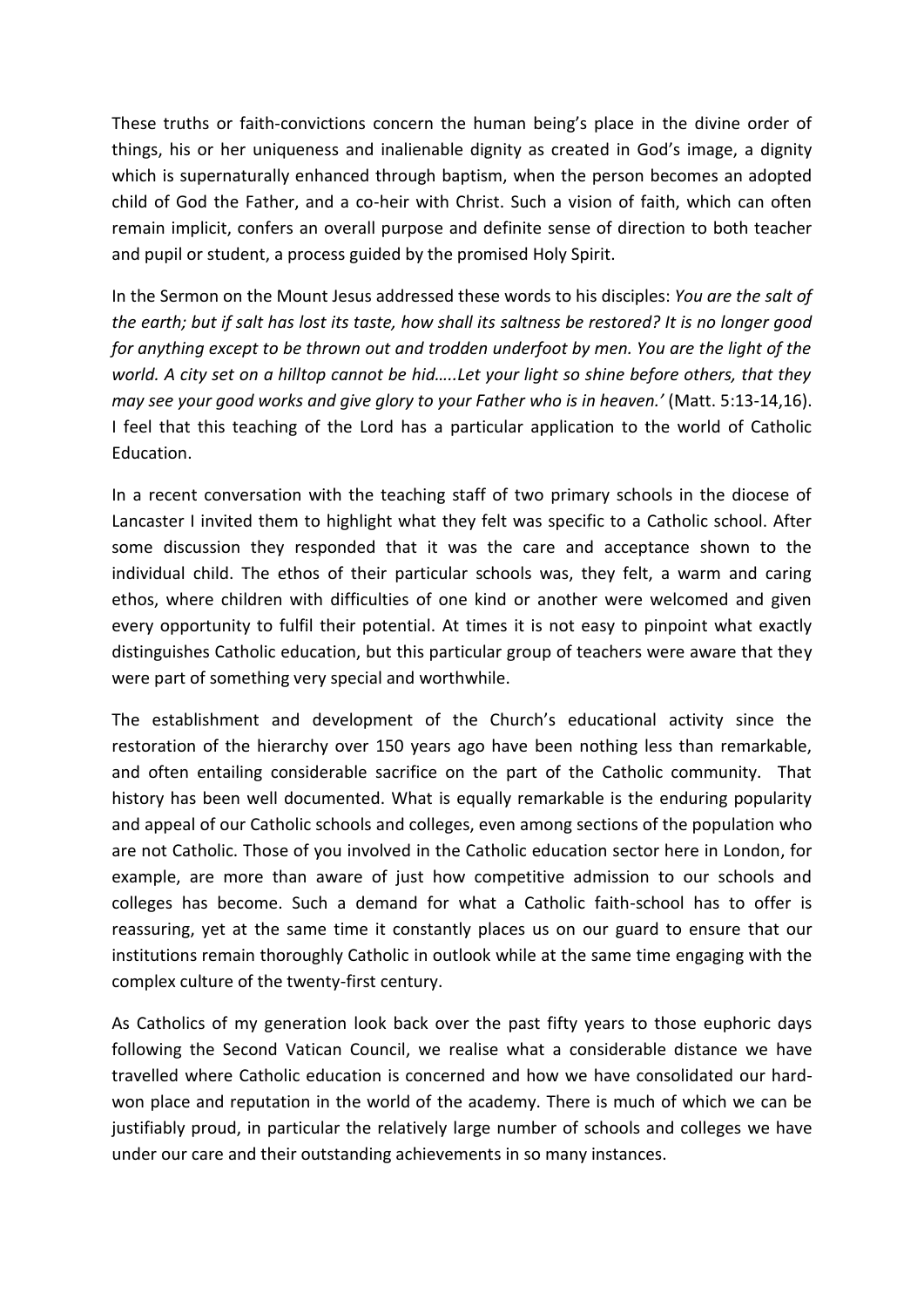These truths or faith-convictions concern the human being's place in the divine order of things, his or her uniqueness and inalienable dignity as created in God's image, a dignity which is supernaturally enhanced through baptism, when the person becomes an adopted child of God the Father, and a co-heir with Christ. Such a vision of faith, which can often remain implicit, confers an overall purpose and definite sense of direction to both teacher and pupil or student, a process guided by the promised Holy Spirit.

In the Sermon on the Mount Jesus addressed these words to his disciples: *You are the salt of the earth; but if salt has lost its taste, how shall its saltness be restored? It is no longer good for anything except to be thrown out and trodden underfoot by men. You are the light of the world. A city set on a hilltop cannot be hid…..Let your light so shine before others, that they may see your good works and give glory to your Father who is in heaven.'* (Matt. 5:13-14,16). I feel that this teaching of the Lord has a particular application to the world of Catholic Education.

In a recent conversation with the teaching staff of two primary schools in the diocese of Lancaster I invited them to highlight what they felt was specific to a Catholic school. After some discussion they responded that it was the care and acceptance shown to the individual child. The ethos of their particular schools was, they felt, a warm and caring ethos, where children with difficulties of one kind or another were welcomed and given every opportunity to fulfil their potential. At times it is not easy to pinpoint what exactly distinguishes Catholic education, but this particular group of teachers were aware that they were part of something very special and worthwhile.

The establishment and development of the Church's educational activity since the restoration of the hierarchy over 150 years ago have been nothing less than remarkable, and often entailing considerable sacrifice on the part of the Catholic community. That history has been well documented. What is equally remarkable is the enduring popularity and appeal of our Catholic schools and colleges, even among sections of the population who are not Catholic. Those of you involved in the Catholic education sector here in London, for example, are more than aware of just how competitive admission to our schools and colleges has become. Such a demand for what a Catholic faith-school has to offer is reassuring, yet at the same time it constantly places us on our guard to ensure that our institutions remain thoroughly Catholic in outlook while at the same time engaging with the complex culture of the twenty-first century.

As Catholics of my generation look back over the past fifty years to those euphoric days following the Second Vatican Council, we realise what a considerable distance we have travelled where Catholic education is concerned and how we have consolidated our hard-won place and reputation in the world of the academy. There is much of which we can be justifiably proud, in particular the relatively large number of schools and colleges we have under our care and their outstanding achievements in so many instances.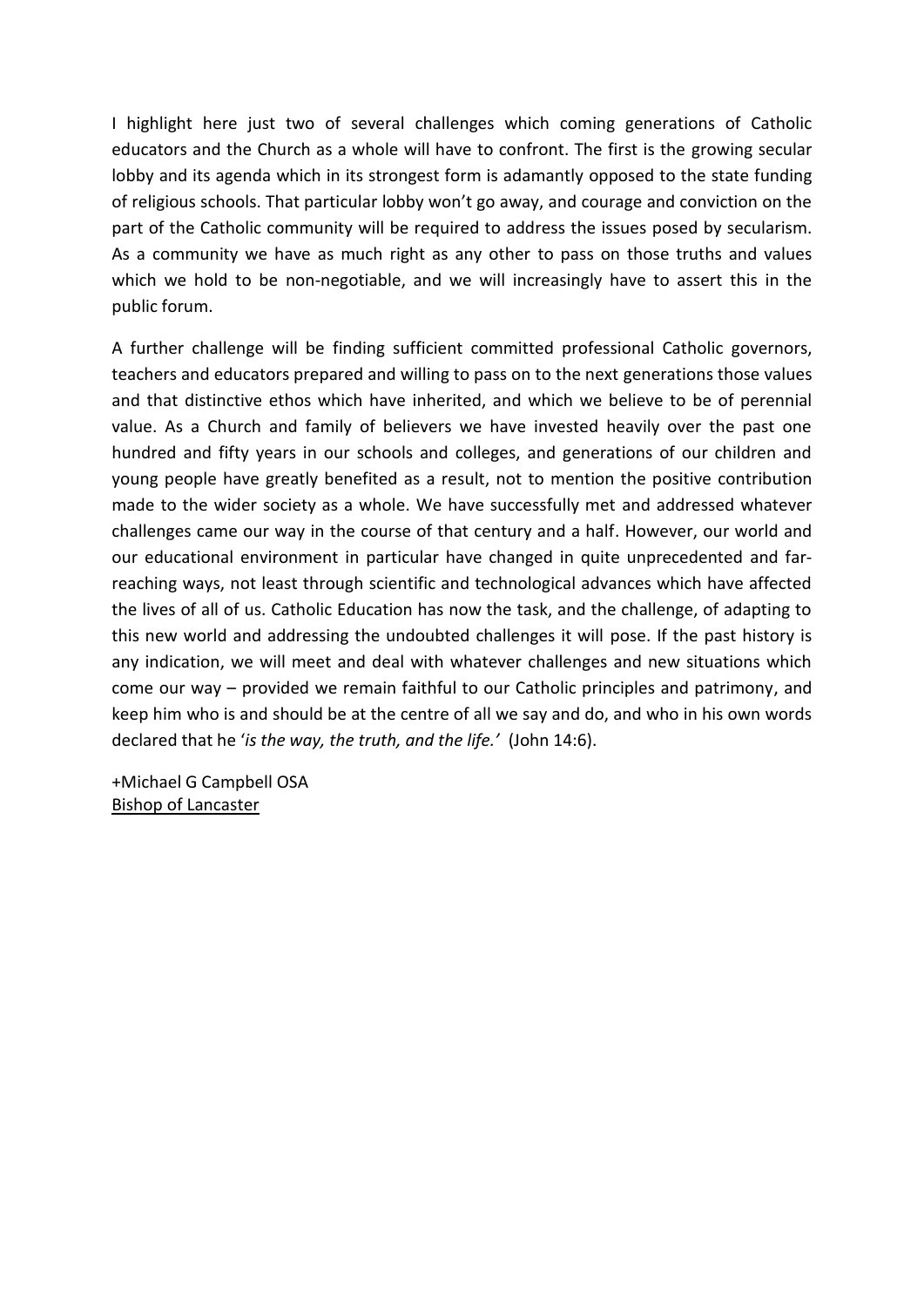I highlight here just two of several challenges which coming generations of Catholic educators and the Church as a whole will have to confront. The first is the growing secular lobby and its agenda which in its strongest form is adamantly opposed to the state funding of religious schools. That particular lobby won't go away, and courage and conviction on the part of the Catholic community will be required to address the issues posed by secularism. As a community we have as much right as any other to pass on those truths and values which we hold to be non-negotiable, and we will increasingly have to assert this in the public forum.

A further challenge will be finding sufficient committed professional Catholic governors, teachers and educators prepared and willing to pass on to the next generations those values and that distinctive ethos which have inherited, and which we believe to be of perennial value. As a Church and family of believers we have invested heavily over the past one hundred and fifty years in our schools and colleges, and generations of our children and young people have greatly benefited as a result, not to mention the positive contribution made to the wider society as a whole. We have successfully met and addressed whatever challenges came our way in the course of that century and a half. However, our world and our educational environment in particular have changed in quite unprecedented and far-reaching ways, not least through scientific and technological advances which have affected the lives of all of us. Catholic Education has now the task, and the challenge, of adapting to this new world and addressing the undoubted challenges it will pose. If the past history is any indication, we will meet and deal with whatever challenges and new situations which come our way – provided we remain faithful to our Catholic principles and patrimony, and keep him who is and should be at the centre of all we say and do, and who in his own words declared that he '*is the way, the truth, and the life.'* (John 14:6).

+Michael G Campbell OSA
Bishop of Lancaster